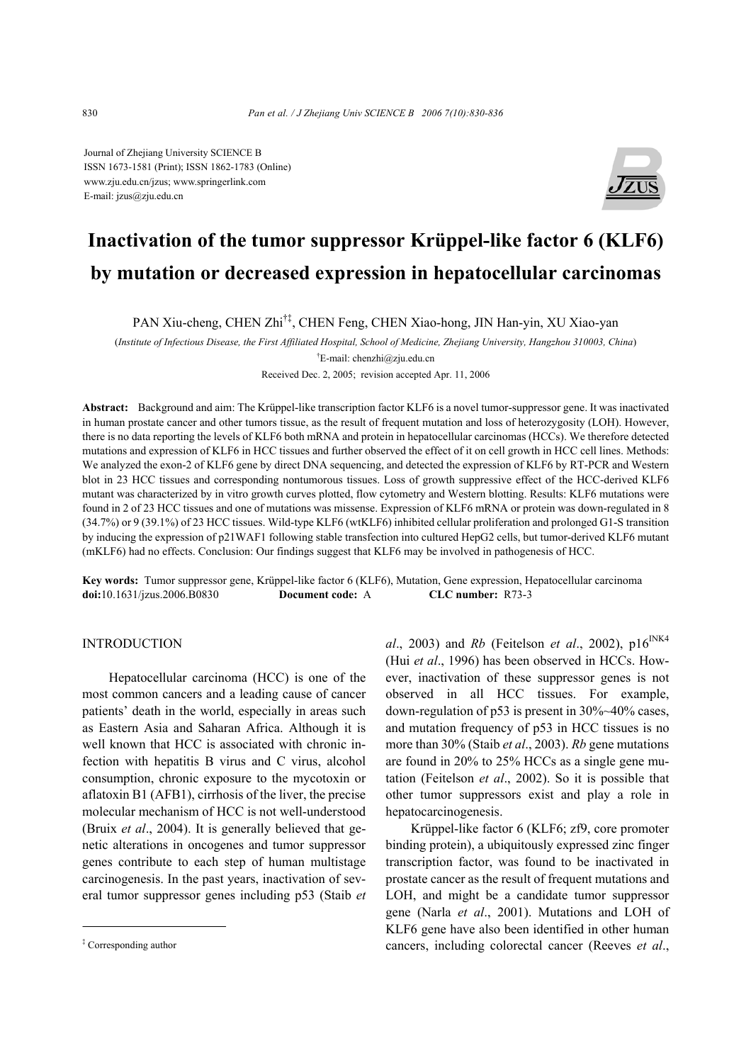Journal of Zhejiang University SCIENCE B
ISSN 1673-1581 (Print); ISSN 1862-1783 (Online)
www.zju.edu.cn/jzus; www.springerlink.com
E-mail: jzus@zju.edu.cn

# Inactivation of the tumor suppressor Krüppel-like factor 6 (KLF6) by mutation or decreased expression in hepatocellular carcinomas

PAN Xiu-cheng, CHEN Zhi[†‡], CHEN Feng, CHEN Xiao-hong, JIN Han-yin, XU Xiao-yan

(*Institute of Infectious Disease, the First Affiliated Hospital, School of Medicine, Zhejiang University, Hangzhou 310003, China*)

[†]E-mail: chenzhi@zju.edu.cn

Received Dec. 2, 2005; revision accepted Apr. 11, 2006

**Abstract:** Background and aim: The Krüppel-like transcription factor KLF6 is a novel tumor-suppressor gene. It was inactivated in human prostate cancer and other tumors tissue, as the result of frequent mutation and loss of heterozygosity (LOH). However, there is no data reporting the levels of KLF6 both mRNA and protein in hepatocellular carcinomas (HCCs). We therefore detected mutations and expression of KLF6 in HCC tissues and further observed the effect of it on cell growth in HCC cell lines. Methods: We analyzed the exon-2 of KLF6 gene by direct DNA sequencing, and detected the expression of KLF6 by RT-PCR and Western blot in 23 HCC tissues and corresponding nontumorous tissues. Loss of growth suppressive effect of the HCC-derived KLF6 mutant was characterized by in vitro growth curves plotted, flow cytometry and Western blotting. Results: KLF6 mutations were found in 2 of 23 HCC tissues and one of mutations was missense. Expression of KLF6 mRNA or protein was down-regulated in 8 (34.7%) or 9 (39.1%) of 23 HCC tissues. Wild-type KLF6 (wtKLF6) inhibited cellular proliferation and prolonged G1-S transition by inducing the expression of p21WAF1 following stable transfection into cultured HepG2 cells, but tumor-derived KLF6 mutant (mKLF6) had no effects. Conclusion: Our findings suggest that KLF6 may be involved in pathogenesis of HCC.

**Key words:** Tumor suppressor gene, Krüppel-like factor 6 (KLF6), Mutation, Gene expression, Hepatocellular carcinoma
**doi:**10.1631/jzus.2006.B0830 **Document code:** A **CLC number:** R73-3

## INTRODUCTION

Hepatocellular carcinoma (HCC) is one of the most common cancers and a leading cause of cancer patients' death in the world, especially in areas such as Eastern Asia and Saharan Africa. Although it is well known that HCC is associated with chronic infection with hepatitis B virus and C virus, alcohol consumption, chronic exposure to the mycotoxin or aflatoxin B1 (AFB1), cirrhosis of the liver, the precise molecular mechanism of HCC is not well-understood (Bruix *et al*., 2004). It is generally believed that genetic alterations in oncogenes and tumor suppressor genes contribute to each step of human multistage carcinogenesis. In the past years, inactivation of several tumor suppressor genes including p53 (Staib *et al*., 2003) and *Rb* (Feitelson *et al*., 2002), p16$^{INK4}$ (Hui *et al*., 1996) has been observed in HCCs. However, inactivation of these suppressor genes is not observed in all HCC tissues. For example, down-regulation of p53 is present in 30%~40% cases, and mutation frequency of p53 in HCC tissues is no more than 30% (Staib *et al*., 2003). *Rb* gene mutations are found in 20% to 25% HCCs as a single gene mutation (Feitelson *et al*., 2002). So it is possible that other tumor suppressors exist and play a role in hepatocarcinogenesis.

Krüppel-like factor 6 (KLF6; zf9, core promoter binding protein), a ubiquitously expressed zinc finger transcription factor, was found to be inactivated in prostate cancer as the result of frequent mutations and LOH, and might be a candidate tumor suppressor gene (Narla *et al*., 2001). Mutations and LOH of KLF6 gene have also been identified in other human cancers, including colorectal cancer (Reeves *et al*.,

[‡] Corresponding author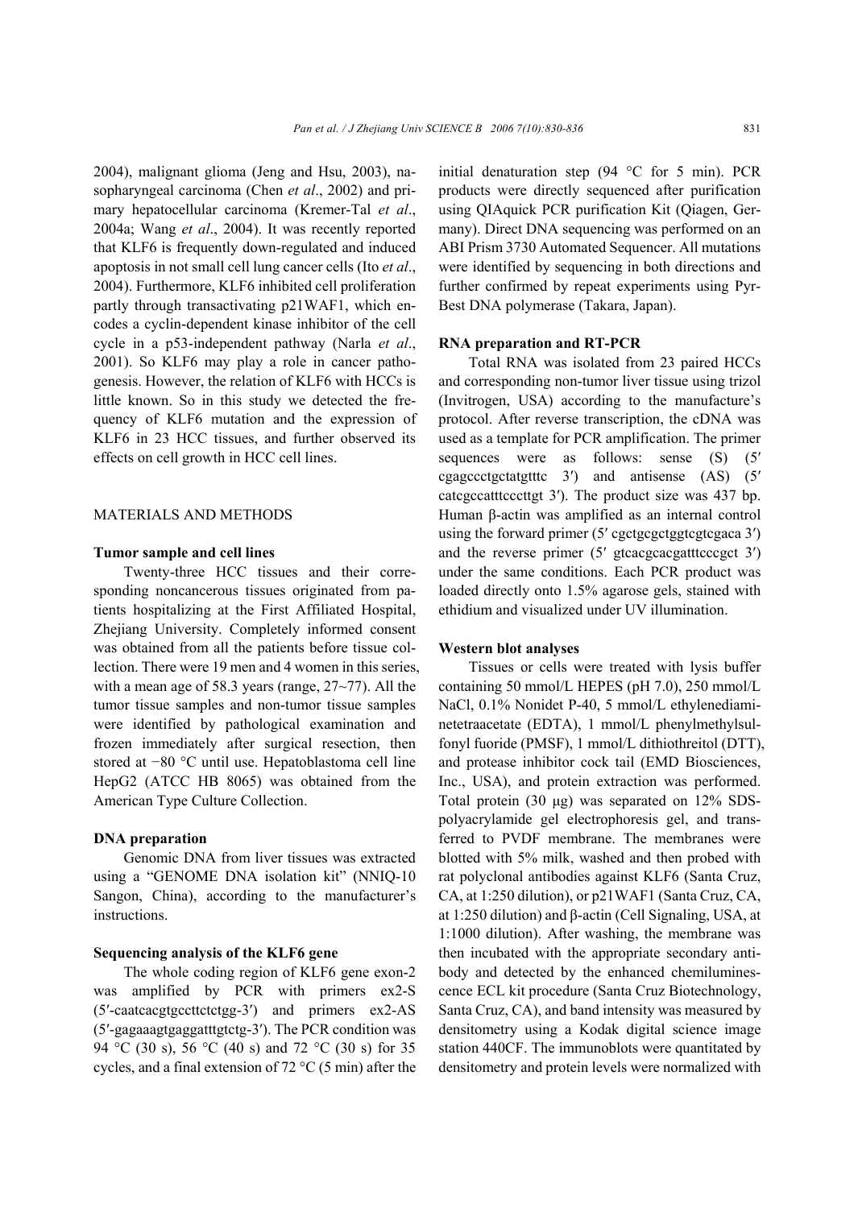2004), malignant glioma (Jeng and Hsu, 2003), nasopharyngeal carcinoma (Chen *et al*., 2002) and primary hepatocellular carcinoma (Kremer-Tal *et al*., 2004a; Wang *et al*., 2004). It was recently reported that KLF6 is frequently down-regulated and induced apoptosis in not small cell lung cancer cells (Ito *et al*., 2004). Furthermore, KLF6 inhibited cell proliferation partly through transactivating p21WAF1, which encodes a cyclin-dependent kinase inhibitor of the cell cycle in a p53-independent pathway (Narla *et al*., 2001). So KLF6 may play a role in cancer pathogenesis. However, the relation of KLF6 with HCCs is little known. So in this study we detected the frequency of KLF6 mutation and the expression of KLF6 in 23 HCC tissues, and further observed its effects on cell growth in HCC cell lines.

## MATERIALS AND METHODS

### Tumor sample and cell lines

Twenty-three HCC tissues and their corresponding noncancerous tissues originated from patients hospitalizing at the First Affiliated Hospital, Zhejiang University. Completely informed consent was obtained from all the patients before tissue collection. There were 19 men and 4 women in this series, with a mean age of 58.3 years (range, 27~77). All the tumor tissue samples and non-tumor tissue samples were identified by pathological examination and frozen immediately after surgical resection, then stored at −80 °C until use. Hepatoblastoma cell line HepG2 (ATCC HB 8065) was obtained from the American Type Culture Collection.

### DNA preparation

Genomic DNA from liver tissues was extracted using a "GENOME DNA isolation kit" (NNIQ-10 Sangon, China), according to the manufacturer's instructions.

### Sequencing analysis of the KLF6 gene

The whole coding region of KLF6 gene exon-2 was amplified by PCR with primers ex2-S (5′-caatcacgtgccttctctgg-3′) and primers ex2-AS (5′-gagaaagtgaggatttgtctg-3′). The PCR condition was 94 °C (30 s), 56 °C (40 s) and 72 °C (30 s) for 35 cycles, and a final extension of 72 °C (5 min) after the initial denaturation step (94 °C for 5 min). PCR products were directly sequenced after purification using QIAquick PCR purification Kit (Qiagen, Germany). Direct DNA sequencing was performed on an ABI Prism 3730 Automated Sequencer. All mutations were identified by sequencing in both directions and further confirmed by repeat experiments using Pyr-Best DNA polymerase (Takara, Japan).

### RNA preparation and RT-PCR

Total RNA was isolated from 23 paired HCCs and corresponding non-tumor liver tissue using trizol (Invitrogen, USA) according to the manufacture's protocol. After reverse transcription, the cDNA was used as a template for PCR amplification. The primer sequences were as follows: sense (S) (5′ cgagccctgctatgtttc 3′) and antisense (AS) (5′ catcgccatttcccttgt 3′). The product size was 437 bp. Human β-actin was amplified as an internal control using the forward primer (5′ cgctgcgctggtcgtcgaca 3′) and the reverse primer (5′ gtcacgcacgatttcccgct 3′) under the same conditions. Each PCR product was loaded directly onto 1.5% agarose gels, stained with ethidium and visualized under UV illumination.

### Western blot analyses

Tissues or cells were treated with lysis buffer containing 50 mmol/L HEPES (pH 7.0), 250 mmol/L NaCl, 0.1% Nonidet P-40, 5 mmol/L ethylenediaminetetraacetate (EDTA), 1 mmol/L phenylmethylsulfonyl fuoride (PMSF), 1 mmol/L dithiothreitol (DTT), and protease inhibitor cock tail (EMD Biosciences, Inc., USA), and protein extraction was performed. Total protein (30 μg) was separated on 12% SDS-polyacrylamide gel electrophoresis gel, and transferred to PVDF membrane. The membranes were blotted with 5% milk, washed and then probed with rat polyclonal antibodies against KLF6 (Santa Cruz, CA, at 1:250 dilution), or p21WAF1 (Santa Cruz, CA, at 1:250 dilution) and β-actin (Cell Signaling, USA, at 1:1000 dilution). After washing, the membrane was then incubated with the appropriate secondary antibody and detected by the enhanced chemiluminescence ECL kit procedure (Santa Cruz Biotechnology, Santa Cruz, CA), and band intensity was measured by densitometry using a Kodak digital science image station 440CF. The immunoblots were quantitated by densitometry and protein levels were normalized with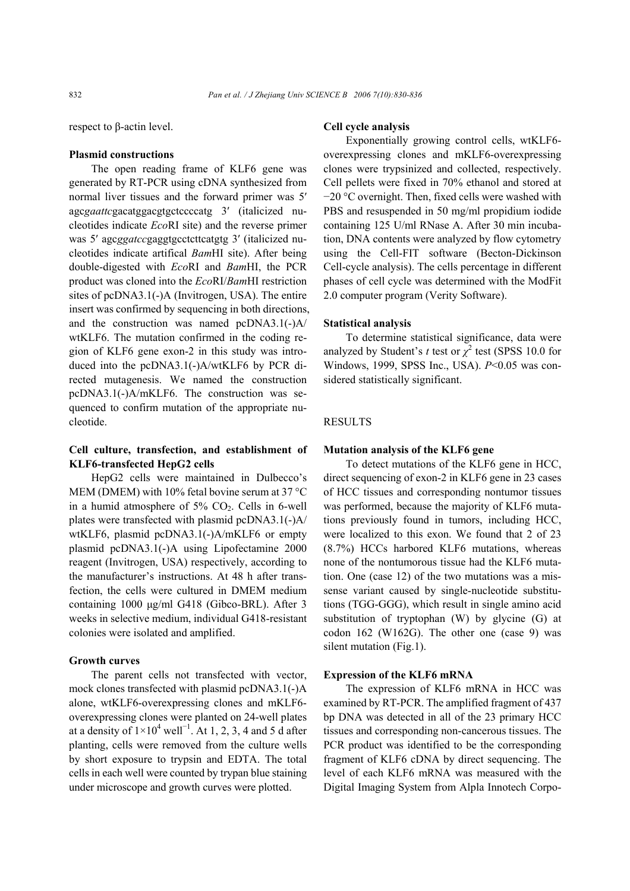respect to β-actin level.

**Plasmid constructions**

The open reading frame of KLF6 gene was generated by RT-PCR using cDNA synthesized from normal liver tissues and the forward primer was 5′ agc*gaattc*gacatggacgtgctccccatg 3′ (italicized nucleotides indicate *Eco*RI site) and the reverse primer was 5′ agc*ggatcc*gaggtgcctcttcatgtg 3′ (italicized nucleotides indicate artifical *Bam*HI site). After being double-digested with *Eco*RI and *Bam*HI, the PCR product was cloned into the *Eco*RI/*Bam*HI restriction sites of pcDNA3.1(-)A (Invitrogen, USA). The entire insert was confirmed by sequencing in both directions, and the construction was named pcDNA3.1(-)A/wtKLF6. The mutation confirmed in the coding region of KLF6 gene exon-2 in this study was introduced into the pcDNA3.1(-)A/wtKLF6 by PCR directed mutagenesis. We named the construction pcDNA3.1(-)A/mKLF6. The construction was sequenced to confirm mutation of the appropriate nucleotide.

**Cell culture, transfection, and establishment of KLF6-transfected HepG2 cells**

HepG2 cells were maintained in Dulbecco's MEM (DMEM) with 10% fetal bovine serum at 37 °C in a humid atmosphere of 5% $CO_2$. Cells in 6-well plates were transfected with plasmid pcDNA3.1(-)A/wtKLF6, plasmid pcDNA3.1(-)A/mKLF6 or empty plasmid pcDNA3.1(-)A using Lipofectamine 2000 reagent (Invitrogen, USA) respectively, according to the manufacturer's instructions. At 48 h after transfection, the cells were cultured in DMEM medium containing 1000 μg/ml G418 (Gibco-BRL). After 3 weeks in selective medium, individual G418-resistant colonies were isolated and amplified.

**Growth curves**

The parent cells not transfected with vector, mock clones transfected with plasmid pcDNA3.1(-)A alone, wtKLF6-overexpressing clones and mKLF6-overexpressing clones were planted on 24-well plates at a density of $1\times10^4$ well$^{-1}$. At 1, 2, 3, 4 and 5 d after planting, cells were removed from the culture wells by short exposure to trypsin and EDTA. The total cells in each well were counted by trypan blue staining under microscope and growth curves were plotted.

**Cell cycle analysis**

Exponentially growing control cells, wtKLF6-overexpressing clones and mKLF6-overexpressing clones were trypsinized and collected, respectively. Cell pellets were fixed in 70% ethanol and stored at −20 °C overnight. Then, fixed cells were washed with PBS and resuspended in 50 mg/ml propidium iodide containing 125 U/ml RNase A. After 30 min incubation, DNA contents were analyzed by flow cytometry using the Cell-FIT software (Becton-Dickinson Cell-cycle analysis). The cells percentage in different phases of cell cycle was determined with the ModFit 2.0 computer program (Verity Software).

**Statistical analysis**

To determine statistical significance, data were analyzed by Student's *t* test or $\chi^2$ test (SPSS 10.0 for Windows, 1999, SPSS Inc., USA). $P<0.05$ was considered statistically significant.

## RESULTS

**Mutation analysis of the KLF6 gene**

To detect mutations of the KLF6 gene in HCC, direct sequencing of exon-2 in KLF6 gene in 23 cases of HCC tissues and corresponding nontumor tissues was performed, because the majority of KLF6 mutations previously found in tumors, including HCC, were localized to this exon. We found that 2 of 23 (8.7%) HCCs harbored KLF6 mutations, whereas none of the nontumorous tissue had the KLF6 mutation. One (case 12) of the two mutations was a missense variant caused by single-nucleotide substitutions (TGG-GGG), which result in single amino acid substitution of tryptophan (W) by glycine (G) at codon 162 (W162G). The other one (case 9) was silent mutation (Fig.1).

**Expression of the KLF6 mRNA**

The expression of KLF6 mRNA in HCC was examined by RT-PCR. The amplified fragment of 437 bp DNA was detected in all of the 23 primary HCC tissues and corresponding non-cancerous tissues. The PCR product was identified to be the corresponding fragment of KLF6 cDNA by direct sequencing. The level of each KLF6 mRNA was measured with the Digital Imaging System from Alpla Innotech Corpo-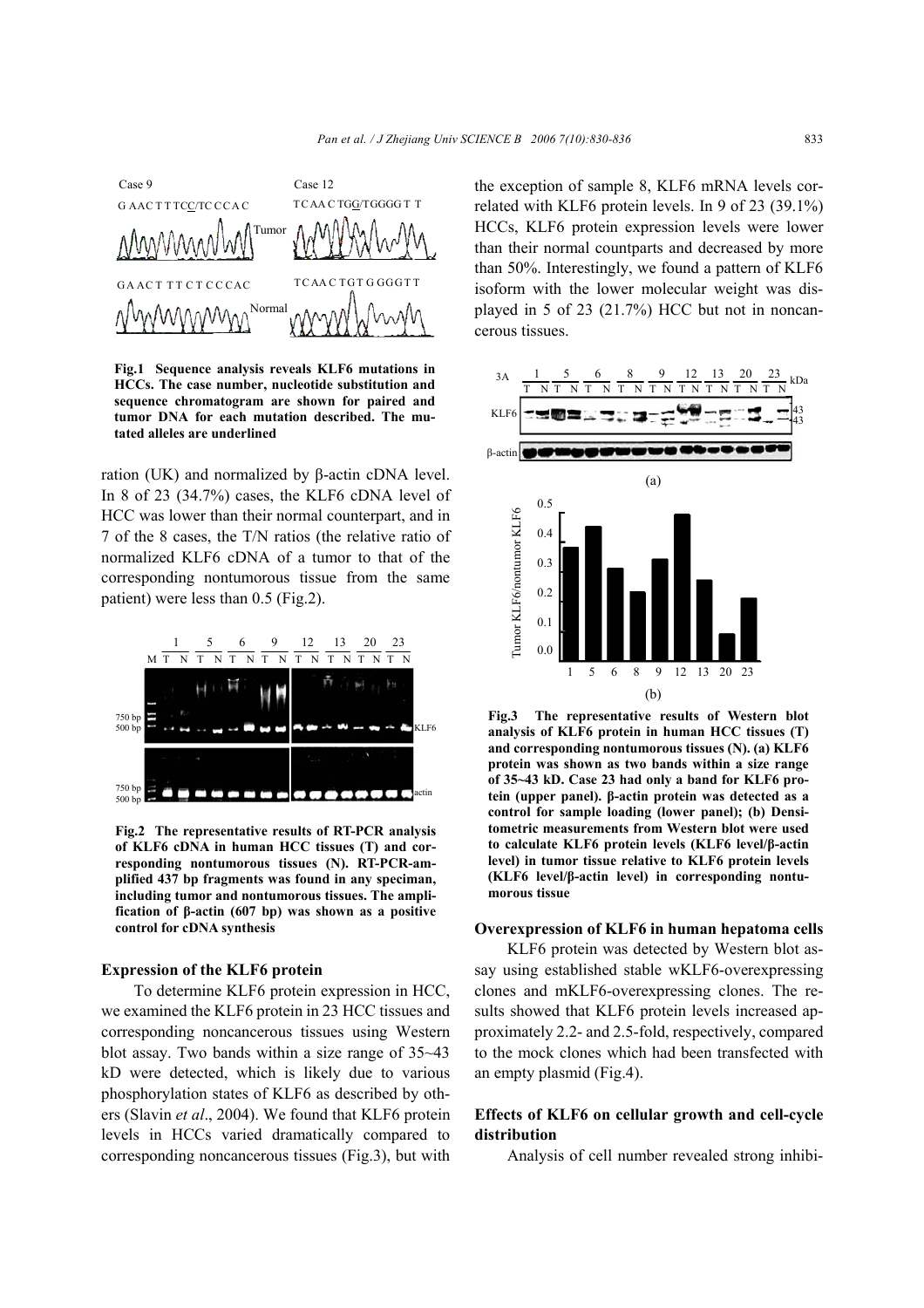Case 9

G AAC T T TCC/TC CCA C

Tumor

GA ACT TT CT CCCAC

Normal

Case 12

TCAA C TGG/TGGGG T T

TCAA C TGT G GGGT T

**Fig.1 Sequence analysis reveals KLF6 mutations in HCCs. The case number, nucleotide substitution and sequence chromatogram are shown for paired and tumor DNA for each mutation described. The mutated alleles are underlined**

ration (UK) and normalized by β-actin cDNA level. In 8 of 23 (34.7%) cases, the KLF6 cDNA level of HCC was lower than their normal counterpart, and in 7 of the 8 cases, the T/N ratios (the relative ratio of normalized KLF6 cDNA of a tumor to that of the corresponding nontumorous tissue from the same patient) were less than 0.5 (Fig.2).

1 5 6 9 12 13 20 23

M T N T N T N T N T N T N T N T N

750 bp

500 bp

KLF6

750 bp

500 bp

actin

**Fig.2 The representative results of RT-PCR analysis of KLF6 cDNA in human HCC tissues (T) and corresponding nontumorous tissues (N). RT-PCR-amplified 437 bp fragments was found in any speciman, including tumor and nontumorous tissues. The amplification of β-actin (607 bp) was shown as a positive control for cDNA synthesis**

### Expression of the KLF6 protein

To determine KLF6 protein expression in HCC, we examined the KLF6 protein in 23 HCC tissues and corresponding noncancerous tissues using Western blot assay. Two bands within a size range of 35~43 kD were detected, which is likely due to various phosphorylation states of KLF6 as described by others (Slavin *et al*., 2004). We found that KLF6 protein levels in HCCs varied dramatically compared to corresponding noncancerous tissues (Fig.3), but with the exception of sample 8, KLF6 mRNA levels correlated with KLF6 protein levels. In 9 of 23 (39.1%) HCCs, KLF6 protein expression levels were lower than their normal countparts and decreased by more than 50%. Interestingly, we found a pattern of KLF6 isoform with the lower molecular weight was displayed in 5 of 23 (21.7%) HCC but not in noncancerous tissues.

3A

1 5 6 8 9 12 13 20 23

T N T N T N T N T N T N T N T N T N

kDa

KLF6

43

43

β-actin

(a)

Tumor KLF6/nontumor KLF6

0.5

0.4

0.3

0.2

0.1

0.0

1 5 6 8 9 12 13 20 23

(b)

**Fig.3 The representative results of Western blot analysis of KLF6 protein in human HCC tissues (T) and corresponding nontumorous tissues (N). (a) KLF6 protein was shown as two bands within a size range of 35~43 kD. Case 23 had only a band for KLF6 protein (upper panel). β-actin protein was detected as a control for sample loading (lower panel); (b) Densitometric measurements from Western blot were used to calculate KLF6 protein levels (KLF6 level/β-actin level) in tumor tissue relative to KLF6 protein levels (KLF6 level/β-actin level) in corresponding nontumorous tissue**

### Overexpression of KLF6 in human hepatoma cells

KLF6 protein was detected by Western blot assay using established stable wKLF6-overexpressing clones and mKLF6-overexpressing clones. The results showed that KLF6 protein levels increased approximately 2.2- and 2.5-fold, respectively, compared to the mock clones which had been transfected with an empty plasmid (Fig.4).

### Effects of KLF6 on cellular growth and cell-cycle distribution

Analysis of cell number revealed strong inhibi-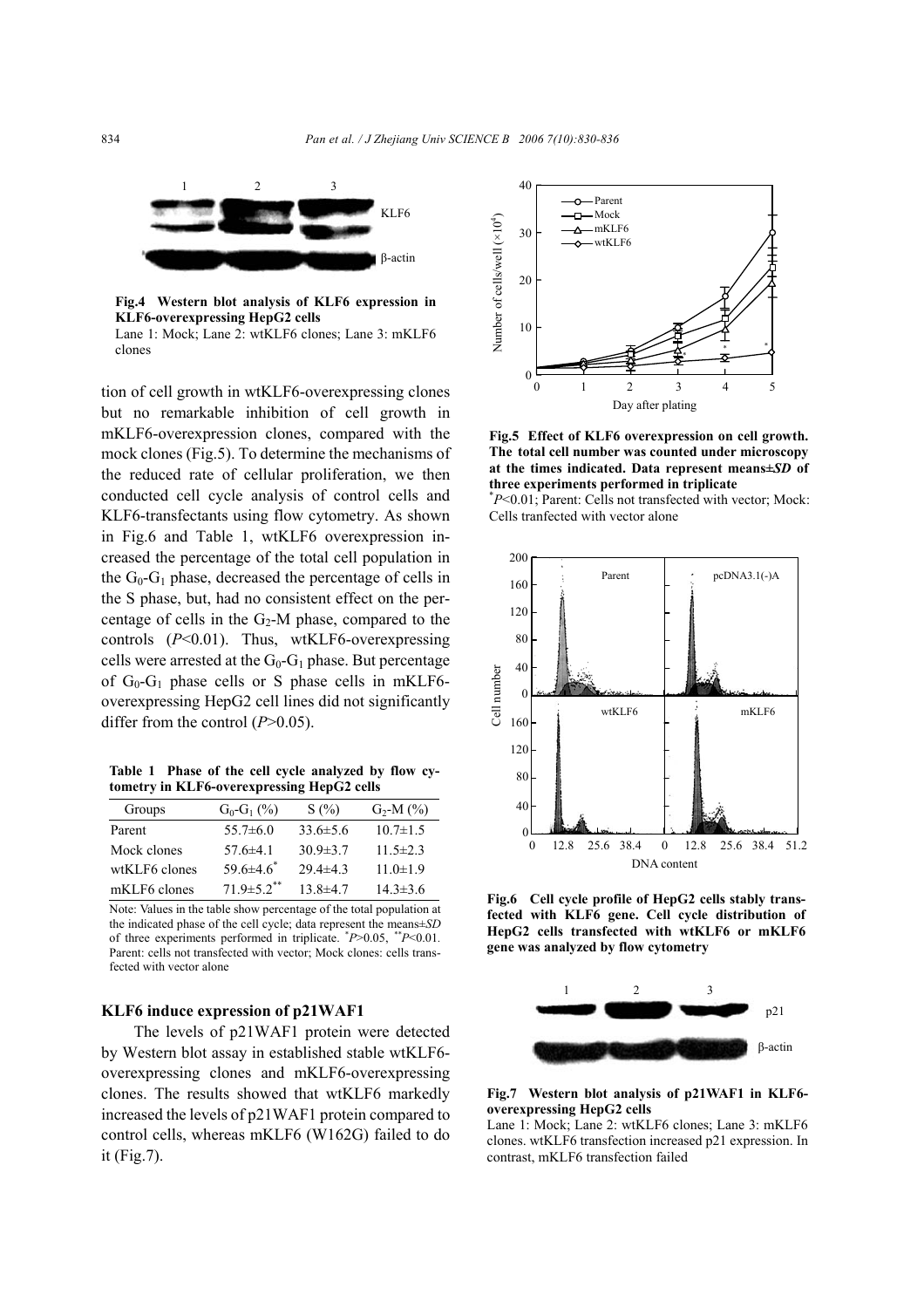1 2 3

KLF6

β-actin

**Fig.4 Western blot analysis of KLF6 expression in KLF6-overexpressing HepG2 cells**
Lane 1: Mock; Lane 2: wtKLF6 clones; Lane 3: mKLF6 clones

tion of cell growth in wtKLF6-overexpressing clones but no remarkable inhibition of cell growth in mKLF6-overexpression clones, compared with the mock clones (Fig.5). To determine the mechanisms of the reduced rate of cellular proliferation, we then conducted cell cycle analysis of control cells and KLF6-transfectants using flow cytometry. As shown in Fig.6 and Table 1, wtKLF6 overexpression increased the percentage of the total cell population in the $G_0$-$G_1$ phase, decreased the percentage of cells in the S phase, but, had no consistent effect on the percentage of cells in the $G_2$-M phase, compared to the controls ($P<0.01$). Thus, wtKLF6-overexpressing cells were arrested at the $G_0$-$G_1$ phase. But percentage of $G_0$-$G_1$ phase cells or S phase cells in mKLF6-overexpressing HepG2 cell lines did not significantly differ from the control ($P>0.05$).

**Table 1 Phase of the cell cycle analyzed by flow cytometry in KLF6-overexpressing HepG2 cells**

| Groups | $G_0$-$G_1$ (%) | S (%) | $G_2$-M (%) |
|---|---|---|---|
| Parent | 55.7±6.0 | 33.6±5.6 | 10.7±1.5 |
| Mock clones | 57.6±4.1 | 30.9±3.7 | 11.5±2.3 |
| wtKLF6 clones | 59.6±4.6* | 29.4±4.3 | 11.0±1.9 |
| mKLF6 clones | 71.9±5.2** | 13.8±4.7 | 14.3±3.6 |

Note: Values in the table show percentage of the total population at the indicated phase of the cell cycle; data represent the means±*SD* of three experiments performed in triplicate. *$P>0.05$, **$P<0.01$. Parent: cells not transfected with vector; Mock clones: cells transfected with vector alone

### KLF6 induce expression of p21WAF1

The levels of p21WAF1 protein were detected by Western blot assay in established stable wtKLF6-overexpressing clones and mKLF6-overexpressing clones. The results showed that wtKLF6 markedly increased the levels of p21WAF1 protein compared to control cells, whereas mKLF6 (W162G) failed to do it (Fig.7).

Number of cells/well (×10⁴)

Parent
Mock
mKLF6
wtKLF6

Day after plating

0 1 2 3 4 5

0 10 20 30 40

**Fig.5 Effect of KLF6 overexpression on cell growth. The total cell number was counted under microscopy at the times indicated. Data represent means±*SD* of three experiments performed in triplicate**
*$P<0.01$; Parent: Cells not transfected with vector; Mock: Cells tranfected with vector alone

Parent
pcDNA3.1(-)A
wtKLF6
mKLF6

Cell number

DNA content

0 12.8 25.6 38.4 0 12.8 25.6 38.4 51.2

0 40 80 120 160 200

**Fig.6 Cell cycle profile of HepG2 cells stably transfected with KLF6 gene. Cell cycle distribution of HepG2 cells transfected with wtKLF6 or mKLF6 gene was analyzed by flow cytometry**

1 2 3

p21

β-actin

**Fig.7 Western blot analysis of p21WAF1 in KLF6-overexpressing HepG2 cells**
Lane 1: Mock; Lane 2: wtKLF6 clones; Lane 3: mKLF6 clones. wtKLF6 transfection increased p21 expression. In contrast, mKLF6 transfection failed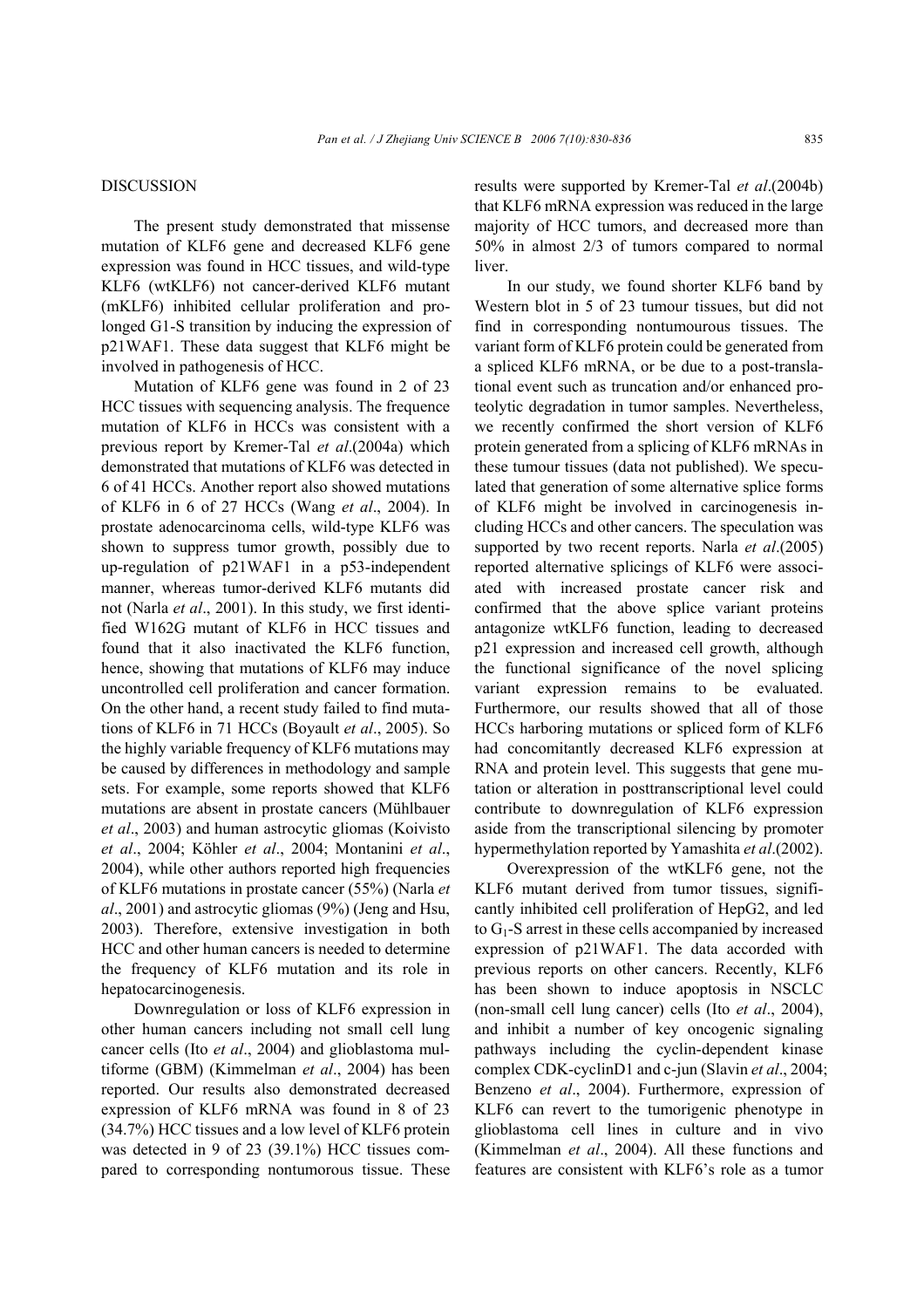## DISCUSSION

The present study demonstrated that missense mutation of KLF6 gene and decreased KLF6 gene expression was found in HCC tissues, and wild-type KLF6 (wtKLF6) not cancer-derived KLF6 mutant (mKLF6) inhibited cellular proliferation and prolonged G1-S transition by inducing the expression of p21WAF1. These data suggest that KLF6 might be involved in pathogenesis of HCC.

Mutation of KLF6 gene was found in 2 of 23 HCC tissues with sequencing analysis. The frequence mutation of KLF6 in HCCs was consistent with a previous report by Kremer-Tal *et al*.(2004a) which demonstrated that mutations of KLF6 was detected in 6 of 41 HCCs. Another report also showed mutations of KLF6 in 6 of 27 HCCs (Wang *et al*., 2004). In prostate adenocarcinoma cells, wild-type KLF6 was shown to suppress tumor growth, possibly due to up-regulation of p21WAF1 in a p53-independent manner, whereas tumor-derived KLF6 mutants did not (Narla *et al*., 2001). In this study, we first identified W162G mutant of KLF6 in HCC tissues and found that it also inactivated the KLF6 function, hence, showing that mutations of KLF6 may induce uncontrolled cell proliferation and cancer formation. On the other hand, a recent study failed to find mutations of KLF6 in 71 HCCs (Boyault *et al*., 2005). So the highly variable frequency of KLF6 mutations may be caused by differences in methodology and sample sets. For example, some reports showed that KLF6 mutations are absent in prostate cancers (Mühlbauer *et al*., 2003) and human astrocytic gliomas (Koivisto *et al*., 2004; Köhler *et al*., 2004; Montanini *et al*., 2004), while other authors reported high frequencies of KLF6 mutations in prostate cancer (55%) (Narla *et al*., 2001) and astrocytic gliomas (9%) (Jeng and Hsu, 2003). Therefore, extensive investigation in both HCC and other human cancers is needed to determine the frequency of KLF6 mutation and its role in hepatocarcinogenesis.

Downregulation or loss of KLF6 expression in other human cancers including not small cell lung cancer cells (Ito *et al*., 2004) and glioblastoma multiforme (GBM) (Kimmelman *et al*., 2004) has been reported. Our results also demonstrated decreased expression of KLF6 mRNA was found in 8 of 23 (34.7%) HCC tissues and a low level of KLF6 protein was detected in 9 of 23 (39.1%) HCC tissues compared to corresponding nontumorous tissue. These results were supported by Kremer-Tal *et al*.(2004b) that KLF6 mRNA expression was reduced in the large majority of HCC tumors, and decreased more than 50% in almost 2/3 of tumors compared to normal liver.

In our study, we found shorter KLF6 band by Western blot in 5 of 23 tumour tissues, but did not find in corresponding nontumourous tissues. The variant form of KLF6 protein could be generated from a spliced KLF6 mRNA, or be due to a post-translational event such as truncation and/or enhanced proteolytic degradation in tumor samples. Nevertheless, we recently confirmed the short version of KLF6 protein generated from a splicing of KLF6 mRNAs in these tumour tissues (data not published). We speculated that generation of some alternative splice forms of KLF6 might be involved in carcinogenesis including HCCs and other cancers. The speculation was supported by two recent reports. Narla *et al*.(2005) reported alternative splicings of KLF6 were associated with increased prostate cancer risk and confirmed that the above splice variant proteins antagonize wtKLF6 function, leading to decreased p21 expression and increased cell growth, although the functional significance of the novel splicing variant expression remains to be evaluated. Furthermore, our results showed that all of those HCCs harboring mutations or spliced form of KLF6 had concomitantly decreased KLF6 expression at RNA and protein level. This suggests that gene mutation or alteration in posttranscriptional level could contribute to downregulation of KLF6 expression aside from the transcriptional silencing by promoter hypermethylation reported by Yamashita *et al*.(2002).

Overexpression of the wtKLF6 gene, not the KLF6 mutant derived from tumor tissues, significantly inhibited cell proliferation of HepG2, and led to $G_1$-S arrest in these cells accompanied by increased expression of p21WAF1. The data accorded with previous reports on other cancers. Recently, KLF6 has been shown to induce apoptosis in NSCLC (non-small cell lung cancer) cells (Ito *et al*., 2004), and inhibit a number of key oncogenic signaling pathways including the cyclin-dependent kinase complex CDK-cyclinD1 and c-jun (Slavin *et al*., 2004; Benzeno *et al*., 2004). Furthermore, expression of KLF6 can revert to the tumorigenic phenotype in glioblastoma cell lines in culture and in vivo (Kimmelman *et al*., 2004). All these functions and features are consistent with KLF6's role as a tumor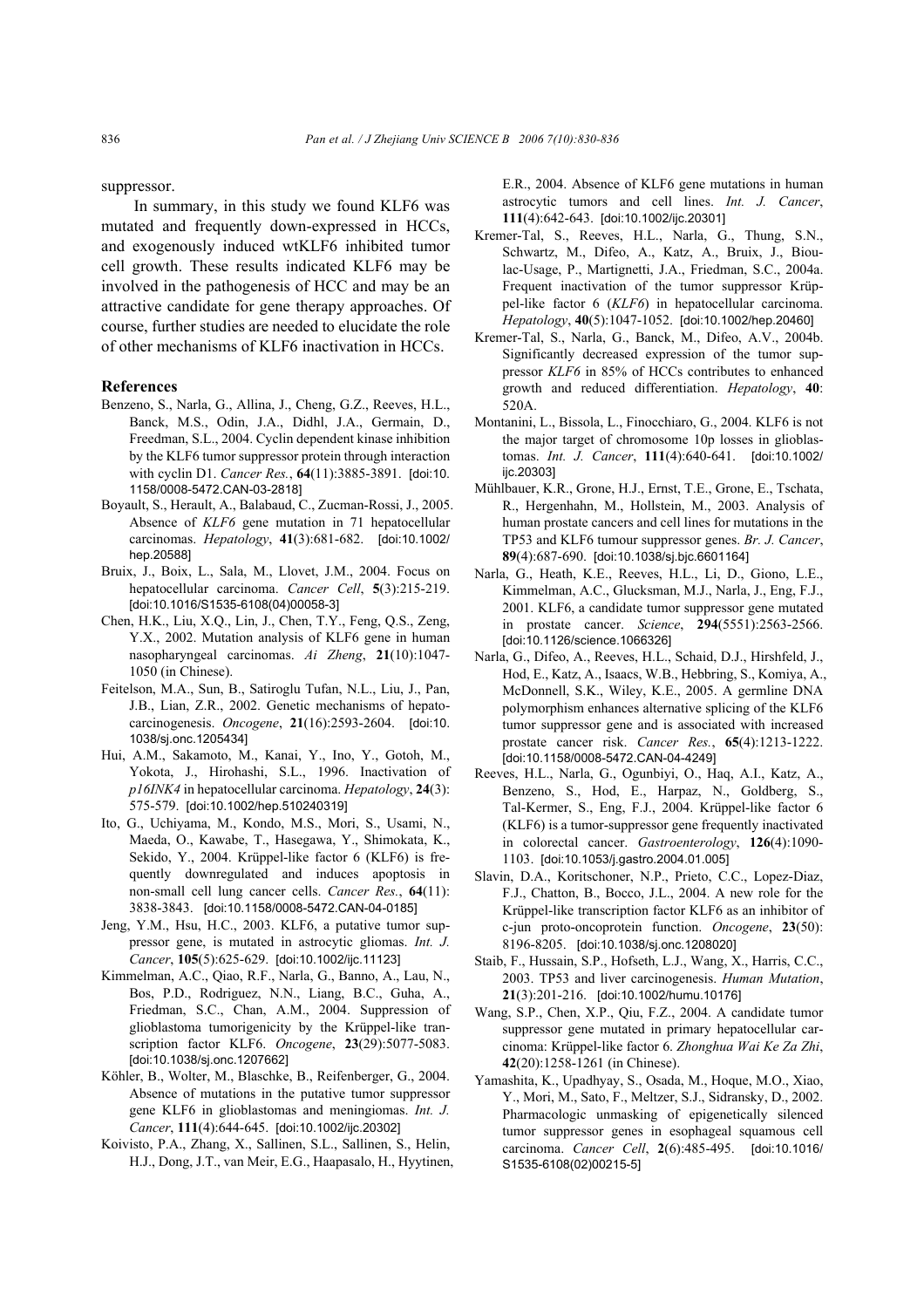suppressor.

In summary, in this study we found KLF6 was mutated and frequently down-expressed in HCCs, and exogenously induced wtKLF6 inhibited tumor cell growth. These results indicated KLF6 may be involved in the pathogenesis of HCC and may be an attractive candidate for gene therapy approaches. Of course, further studies are needed to elucidate the role of other mechanisms of KLF6 inactivation in HCCs.

## References

Benzeno, S., Narla, G., Allina, J., Cheng, G.Z., Reeves, H.L., Banck, M.S., Odin, J.A., Didhl, J.A., Germain, D., Freedman, S.L., 2004. Cyclin dependent kinase inhibition by the KLF6 tumor suppressor protein through interaction with cyclin D1. *Cancer Res.*, **64**(11):3885-3891. [doi:10.1158/0008-5472.CAN-03-2818]

Boyault, S., Herault, A., Balabaud, C., Zucman-Rossi, J., 2005. Absence of *KLF6* gene mutation in 71 hepatocellular carcinomas. *Hepatology*, **41**(3):681-682. [doi:10.1002/hep.20588]

Bruix, J., Boix, L., Sala, M., Llovet, J.M., 2004. Focus on hepatocellular carcinoma. *Cancer Cell*, **5**(3):215-219. [doi:10.1016/S1535-6108(04)00058-3]

Chen, H.K., Liu, X.Q., Lin, J., Chen, T.Y., Feng, Q.S., Zeng, Y.X., 2002. Mutation analysis of KLF6 gene in human nasopharyngeal carcinomas. *Ai Zheng*, **21**(10):1047-1050 (in Chinese).

Feitelson, M.A., Sun, B., Satiroglu Tufan, N.L., Liu, J., Pan, J.B., Lian, Z.R., 2002. Genetic mechanisms of hepatocarcinogenesis. *Oncogene*, **21**(16):2593-2604. [doi:10.1038/sj.onc.1205434]

Hui, A.M., Sakamoto, M., Kanai, Y., Ino, Y., Gotoh, M., Yokota, J., Hirohashi, S.L., 1996. Inactivation of *p16INK4* in hepatocellular carcinoma. *Hepatology*, **24**(3):575-579. [doi:10.1002/hep.510240319]

Ito, G., Uchiyama, M., Kondo, M.S., Mori, S., Usami, N., Maeda, O., Kawabe, T., Hasegawa, Y., Shimokata, K., Sekido, Y., 2004. Krüppel-like factor 6 (KLF6) is frequently downregulated and induces apoptosis in non-small cell lung cancer cells. *Cancer Res.*, **64**(11):3838-3843. [doi:10.1158/0008-5472.CAN-04-0185]

Jeng, Y.M., Hsu, H.C., 2003. KLF6, a putative tumor suppressor gene, is mutated in astrocytic gliomas. *Int. J. Cancer*, **105**(5):625-629. [doi:10.1002/ijc.11123]

Kimmelman, A.C., Qiao, R.F., Narla, G., Banno, A., Lau, N., Bos, P.D., Rodriguez, N.N., Liang, B.C., Guha, A., Friedman, S.C., Chan, A.M., 2004. Suppression of glioblastoma tumorigenicity by the Krüppel-like transcription factor KLF6. *Oncogene*, **23**(29):5077-5083. [doi:10.1038/sj.onc.1207662]

Köhler, B., Wolter, M., Blaschke, B., Reifenberger, G., 2004. Absence of mutations in the putative tumor suppressor gene KLF6 in glioblastomas and meningiomas. *Int. J. Cancer*, **111**(4):644-645. [doi:10.1002/ijc.20302]

Koivisto, P.A., Zhang, X., Sallinen, S.L., Sallinen, S., Helin, H.J., Dong, J.T., van Meir, E.G., Haapasalo, H., Hyytinen, E.R., 2004. Absence of KLF6 gene mutations in human astrocytic tumors and cell lines. *Int. J. Cancer*, **111**(4):642-643. [doi:10.1002/ijc.20301]

Kremer-Tal, S., Reeves, H.L., Narla, G., Thung, S.N., Schwartz, M., Difeo, A., Katz, A., Bruix, J., Bioulac-Usage, P., Martignetti, J.A., Friedman, S.C., 2004a. Frequent inactivation of the tumor suppressor Krüppel-like factor 6 (*KLF6*) in hepatocellular carcinoma. *Hepatology*, **40**(5):1047-1052. [doi:10.1002/hep.20460]

Kremer-Tal, S., Narla, G., Banck, M., Difeo, A.V., 2004b. Significantly decreased expression of the tumor suppressor *KLF6* in 85% of HCCs contributes to enhanced growth and reduced differentiation. *Hepatology*, **40**: 520A.

Montanini, L., Bissola, L., Finocchiaro, G., 2004. KLF6 is not the major target of chromosome 10p losses in glioblastomas. *Int. J. Cancer*, **111**(4):640-641. [doi:10.1002/ijc.20303]

Mühlbauer, K.R., Grone, H.J., Ernst, T.E., Grone, E., Tschata, R., Hergenhahn, M., Hollstein, M., 2003. Analysis of human prostate cancers and cell lines for mutations in the TP53 and KLF6 tumour suppressor genes. *Br. J. Cancer*, **89**(4):687-690. [doi:10.1038/sj.bjc.6601164]

Narla, G., Heath, K.E., Reeves, H.L., Li, D., Giono, L.E., Kimmelman, A.C., Glucksman, M.J., Narla, J., Eng, F.J., 2001. KLF6, a candidate tumor suppressor gene mutated in prostate cancer. *Science*, **294**(5551):2563-2566. [doi:10.1126/science.1066326]

Narla, G., Difeo, A., Reeves, H.L., Schaid, D.J., Hirshfeld, J., Hod, E., Katz, A., Isaacs, W.B., Hebbring, S., Komiya, A., McDonnell, S.K., Wiley, K.E., 2005. A germline DNA polymorphism enhances alternative splicing of the KLF6 tumor suppressor gene and is associated with increased prostate cancer risk. *Cancer Res.*, **65**(4):1213-1222. [doi:10.1158/0008-5472.CAN-04-4249]

Reeves, H.L., Narla, G., Ogunbiyi, O., Haq, A.I., Katz, A., Benzeno, S., Hod, E., Harpaz, N., Goldberg, S., Tal-Kermer, S., Eng, F.J., 2004. Krüppel-like factor 6 (KLF6) is a tumor-suppressor gene frequently inactivated in colorectal cancer. *Gastroenterology*, **126**(4):1090-1103. [doi:10.1053/j.gastro.2004.01.005]

Slavin, D.A., Koritschoner, N.P., Prieto, C.C., Lopez-Diaz, F.J., Chatton, B., Bocco, J.L., 2004. A new role for the Krüppel-like transcription factor KLF6 as an inhibitor of c-jun proto-oncoprotein function. *Oncogene*, **23**(50): 8196-8205. [doi:10.1038/sj.onc.1208020]

Staib, F., Hussain, S.P., Hofseth, L.J., Wang, X., Harris, C.C., 2003. TP53 and liver carcinogenesis. *Human Mutation*, **21**(3):201-216. [doi:10.1002/humu.10176]

Wang, S.P., Chen, X.P., Qiu, F.Z., 2004. A candidate tumor suppressor gene mutated in primary hepatocellular carcinoma: Krüppel-like factor 6. *Zhonghua Wai Ke Za Zhi*, **42**(20):1258-1261 (in Chinese).

Yamashita, K., Upadhyay, S., Osada, M., Hoque, M.O., Xiao, Y., Mori, M., Sato, F., Meltzer, S.J., Sidransky, D., 2002. Pharmacologic unmasking of epigenetically silenced tumor suppressor genes in esophageal squamous cell carcinoma. *Cancer Cell*, **2**(6):485-495. [doi:10.1016/S1535-6108(02)00215-5]